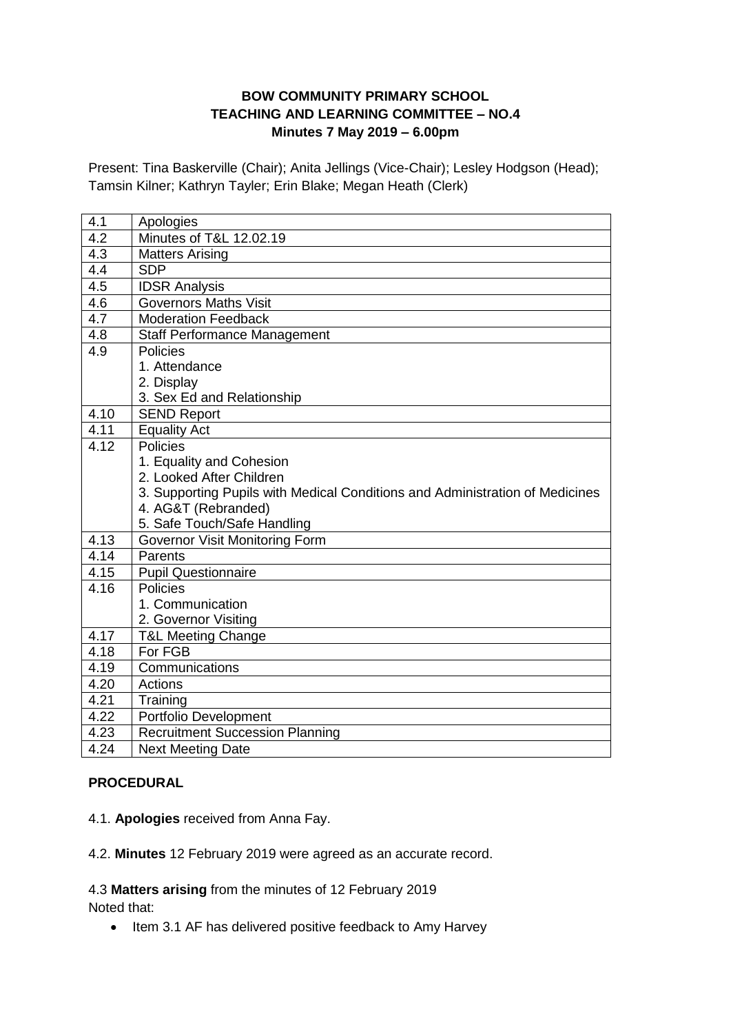**BOW COMMUNITY PRIMARY SCHOOL**
**TEACHING AND LEARNING COMMITTEE – NO.4**
**Minutes 7 May 2019 – 6.00pm**

Present: Tina Baskerville (Chair); Anita Jellings (Vice-Chair); Lesley Hodgson (Head); Tamsin Kilner; Kathryn Tayler; Erin Blake; Megan Heath (Clerk)

| | |
|---|---|
| 4.1 | Apologies |
| 4.2 | Minutes of T&L 12.02.19 |
| 4.3 | Matters Arising |
| 4.4 | SDP |
| 4.5 | IDSR Analysis |
| 4.6 | Governors Maths Visit |
| 4.7 | Moderation Feedback |
| 4.8 | Staff Performance Management |
| 4.9 | Policies<br>1. Attendance<br>2. Display<br>3. Sex Ed and Relationship |
| 4.10 | SEND Report |
| 4.11 | Equality Act |
| 4.12 | Policies<br>1. Equality and Cohesion<br>2. Looked After Children<br>3. Supporting Pupils with Medical Conditions and Administration of Medicines<br>4. AG&T (Rebranded)<br>5. Safe Touch/Safe Handling |
| 4.13 | Governor Visit Monitoring Form |
| 4.14 | Parents |
| 4.15 | Pupil Questionnaire |
| 4.16 | Policies<br>1. Communication<br>2. Governor Visiting |
| 4.17 | T&L Meeting Change |
| 4.18 | For FGB |
| 4.19 | Communications |
| 4.20 | Actions |
| 4.21 | Training |
| 4.22 | Portfolio Development |
| 4.23 | Recruitment Succession Planning |
| 4.24 | Next Meeting Date |

**PROCEDURAL**

4.1. **Apologies** received from Anna Fay.

4.2. **Minutes** 12 February 2019 were agreed as an accurate record.

4.3 **Matters arising** from the minutes of 12 February 2019
Noted that:

- Item 3.1 AF has delivered positive feedback to Amy Harvey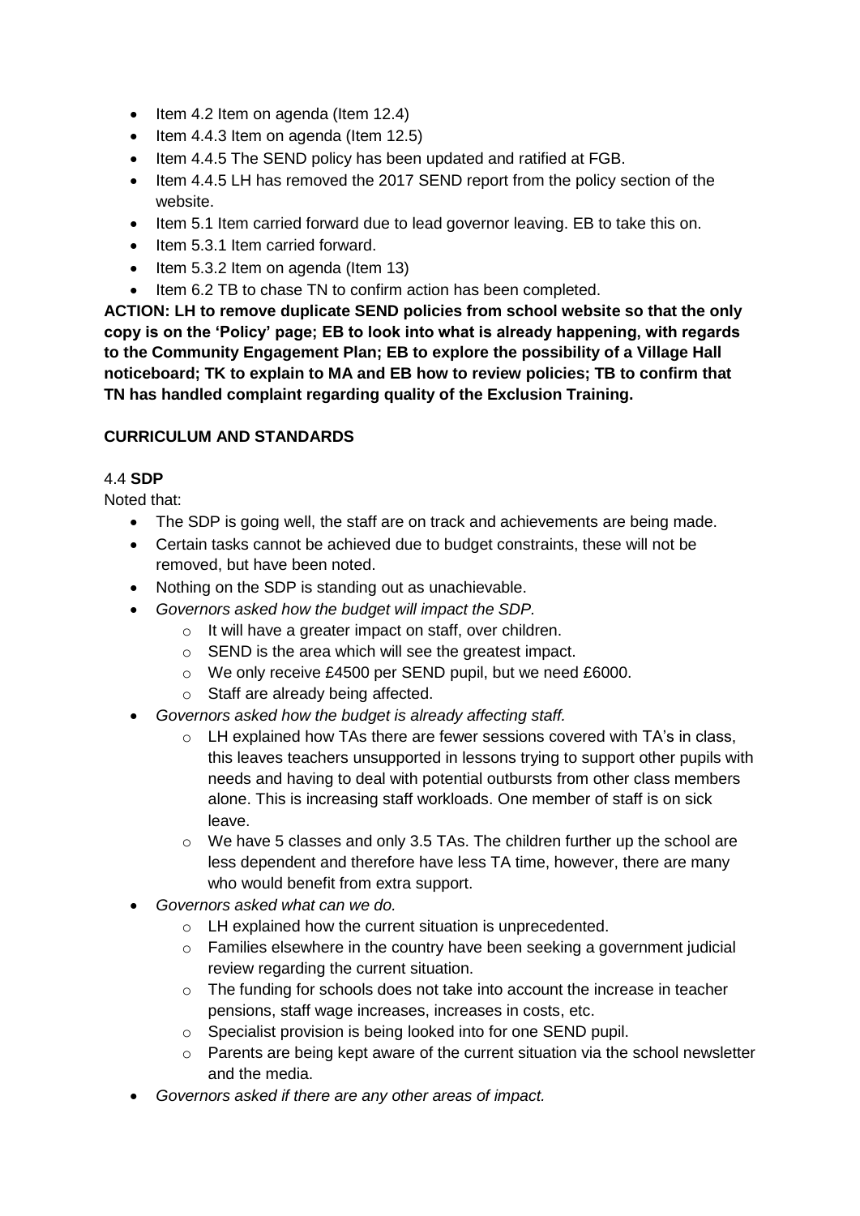- Item 4.2 Item on agenda (Item 12.4)
- Item 4.4.3 Item on agenda (Item 12.5)
- Item 4.4.5 The SEND policy has been updated and ratified at FGB.
- Item 4.4.5 LH has removed the 2017 SEND report from the policy section of the website.
- Item 5.1 Item carried forward due to lead governor leaving. EB to take this on.
- Item 5.3.1 Item carried forward.
- Item 5.3.2 Item on agenda (Item 13)
- Item 6.2 TB to chase TN to confirm action has been completed.

**ACTION: LH to remove duplicate SEND policies from school website so that the only copy is on the 'Policy' page; EB to look into what is already happening, with regards to the Community Engagement Plan; EB to explore the possibility of a Village Hall noticeboard; TK to explain to MA and EB how to review policies; TB to confirm that TN has handled complaint regarding quality of the Exclusion Training.**

**CURRICULUM AND STANDARDS**

4.4 **SDP**

Noted that:

- The SDP is going well, the staff are on track and achievements are being made.
- Certain tasks cannot be achieved due to budget constraints, these will not be removed, but have been noted.
- Nothing on the SDP is standing out as unachievable.
- *Governors asked how the budget will impact the SDP.*
  - It will have a greater impact on staff, over children.
  - SEND is the area which will see the greatest impact.
  - We only receive £4500 per SEND pupil, but we need £6000.
  - Staff are already being affected.
- *Governors asked how the budget is already affecting staff.*
  - LH explained how TAs there are fewer sessions covered with TA's in class, this leaves teachers unsupported in lessons trying to support other pupils with needs and having to deal with potential outbursts from other class members alone. This is increasing staff workloads. One member of staff is on sick leave.
  - We have 5 classes and only 3.5 TAs. The children further up the school are less dependent and therefore have less TA time, however, there are many who would benefit from extra support.
- *Governors asked what can we do.*
  - LH explained how the current situation is unprecedented.
  - Families elsewhere in the country have been seeking a government judicial review regarding the current situation.
  - The funding for schools does not take into account the increase in teacher pensions, staff wage increases, increases in costs, etc.
  - Specialist provision is being looked into for one SEND pupil.
  - Parents are being kept aware of the current situation via the school newsletter and the media.
- *Governors asked if there are any other areas of impact.*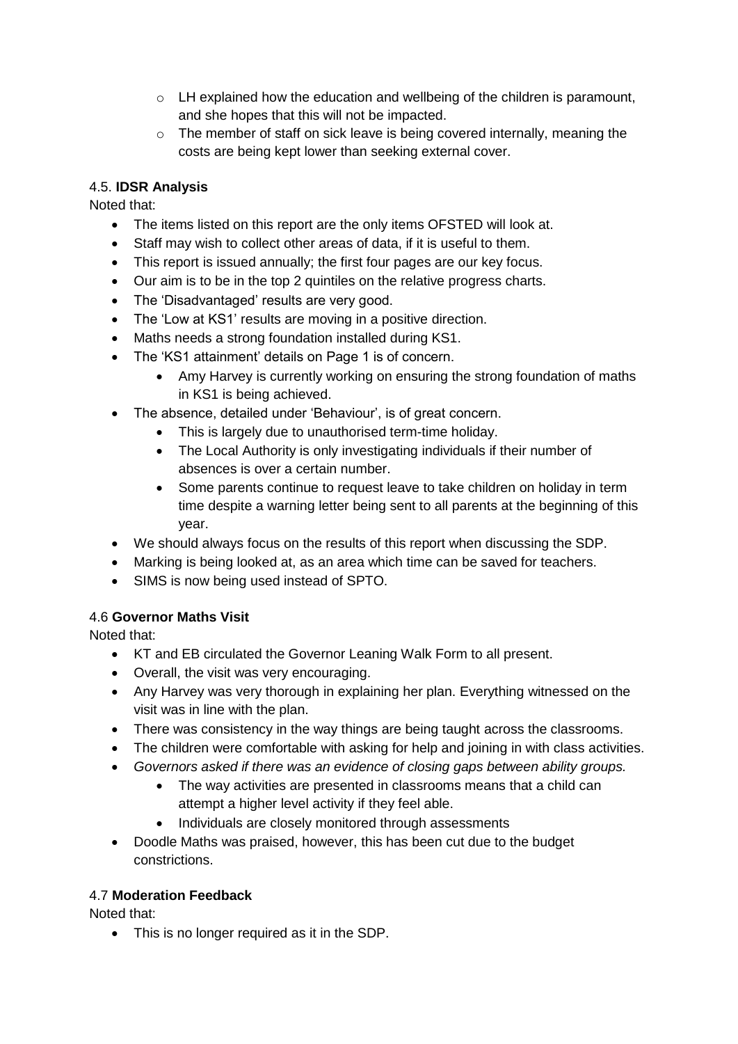- LH explained how the education and wellbeing of the children is paramount, and she hopes that this will not be impacted.
  - The member of staff on sick leave is being covered internally, meaning the costs are being kept lower than seeking external cover.

### 4.5. **IDSR Analysis**

Noted that:

- The items listed on this report are the only items OFSTED will look at.
- Staff may wish to collect other areas of data, if it is useful to them.
- This report is issued annually; the first four pages are our key focus.
- Our aim is to be in the top 2 quintiles on the relative progress charts.
- The 'Disadvantaged' results are very good.
- The 'Low at KS1' results are moving in a positive direction.
- Maths needs a strong foundation installed during KS1.
- The 'KS1 attainment' details on Page 1 is of concern.
  - Amy Harvey is currently working on ensuring the strong foundation of maths in KS1 is being achieved.
- The absence, detailed under 'Behaviour', is of great concern.
  - This is largely due to unauthorised term-time holiday.
  - The Local Authority is only investigating individuals if their number of absences is over a certain number.
  - Some parents continue to request leave to take children on holiday in term time despite a warning letter being sent to all parents at the beginning of this year.
- We should always focus on the results of this report when discussing the SDP.
- Marking is being looked at, as an area which time can be saved for teachers.
- SIMS is now being used instead of SPTO.

### 4.6 **Governor Maths Visit**

Noted that:

- KT and EB circulated the Governor Leaning Walk Form to all present.
- Overall, the visit was very encouraging.
- Any Harvey was very thorough in explaining her plan. Everything witnessed on the visit was in line with the plan.
- There was consistency in the way things are being taught across the classrooms.
- The children were comfortable with asking for help and joining in with class activities.
- *Governors asked if there was an evidence of closing gaps between ability groups.*
  - The way activities are presented in classrooms means that a child can attempt a higher level activity if they feel able.
  - Individuals are closely monitored through assessments
- Doodle Maths was praised, however, this has been cut due to the budget constrictions.

### 4.7 **Moderation Feedback**

Noted that:

- This is no longer required as it in the SDP.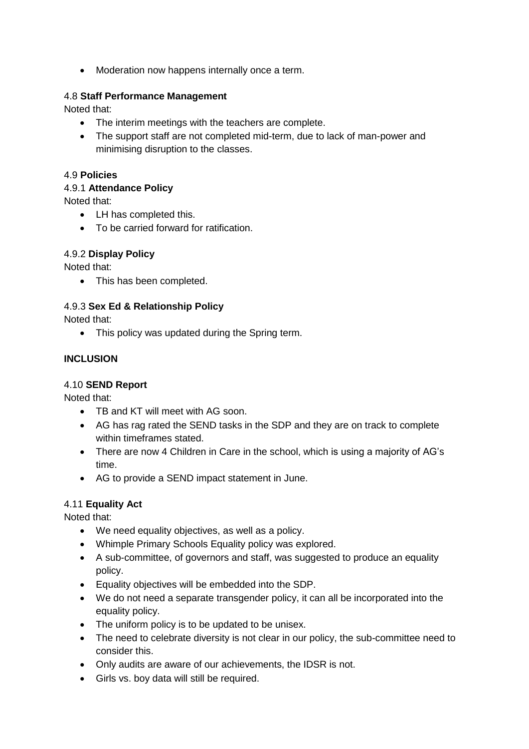- Moderation now happens internally once a term.

4.8 **Staff Performance Management**

Noted that:

- The interim meetings with the teachers are complete.
- The support staff are not completed mid-term, due to lack of man-power and minimising disruption to the classes.

4.9 **Policies**

4.9.1 **Attendance Policy**

Noted that:

- LH has completed this.
- To be carried forward for ratification.

4.9.2 **Display Policy**

Noted that:

- This has been completed.

4.9.3 **Sex Ed & Relationship Policy**

Noted that:

- This policy was updated during the Spring term.

**INCLUSION**

4.10 **SEND Report**

Noted that:

- TB and KT will meet with AG soon.
- AG has rag rated the SEND tasks in the SDP and they are on track to complete within timeframes stated.
- There are now 4 Children in Care in the school, which is using a majority of AG's time.
- AG to provide a SEND impact statement in June.

4.11 **Equality Act**

Noted that:

- We need equality objectives, as well as a policy.
- Whimple Primary Schools Equality policy was explored.
- A sub-committee, of governors and staff, was suggested to produce an equality policy.
- Equality objectives will be embedded into the SDP.
- We do not need a separate transgender policy, it can all be incorporated into the equality policy.
- The uniform policy is to be updated to be unisex.
- The need to celebrate diversity is not clear in our policy, the sub-committee need to consider this.
- Only audits are aware of our achievements, the IDSR is not.
- Girls vs. boy data will still be required.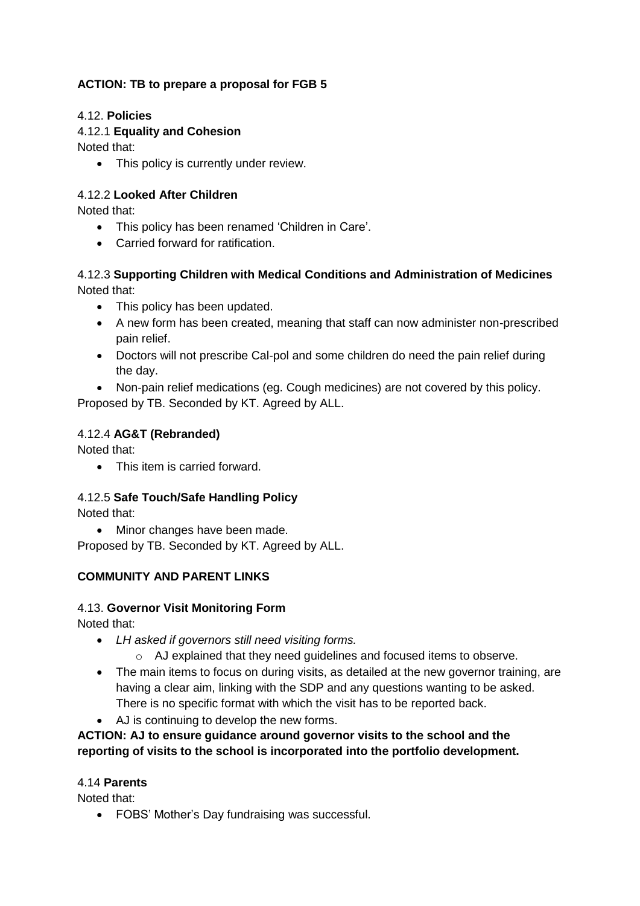**ACTION: TB to prepare a proposal for FGB 5**

4.12. **Policies**

4.12.1 **Equality and Cohesion**

Noted that:

- This policy is currently under review.

4.12.2 **Looked After Children**

Noted that:

- This policy has been renamed 'Children in Care'.
- Carried forward for ratification.

4.12.3 **Supporting Children with Medical Conditions and Administration of Medicines**

Noted that:

- This policy has been updated.
- A new form has been created, meaning that staff can now administer non-prescribed pain relief.
- Doctors will not prescribe Cal-pol and some children do need the pain relief during the day.
- Non-pain relief medications (eg. Cough medicines) are not covered by this policy.

Proposed by TB. Seconded by KT. Agreed by ALL.

4.12.4 **AG&T (Rebranded)**

Noted that:

- This item is carried forward.

4.12.5 **Safe Touch/Safe Handling Policy**

Noted that:

- Minor changes have been made.

Proposed by TB. Seconded by KT. Agreed by ALL.

**COMMUNITY AND PARENT LINKS**

4.13. **Governor Visit Monitoring Form**

Noted that:

- *LH asked if governors still need visiting forms.*
  - AJ explained that they need guidelines and focused items to observe.
- The main items to focus on during visits, as detailed at the new governor training, are having a clear aim, linking with the SDP and any questions wanting to be asked. There is no specific format with which the visit has to be reported back.
- AJ is continuing to develop the new forms.

**ACTION: AJ to ensure guidance around governor visits to the school and the reporting of visits to the school is incorporated into the portfolio development.**

4.14 **Parents**

Noted that:

- FOBS' Mother's Day fundraising was successful.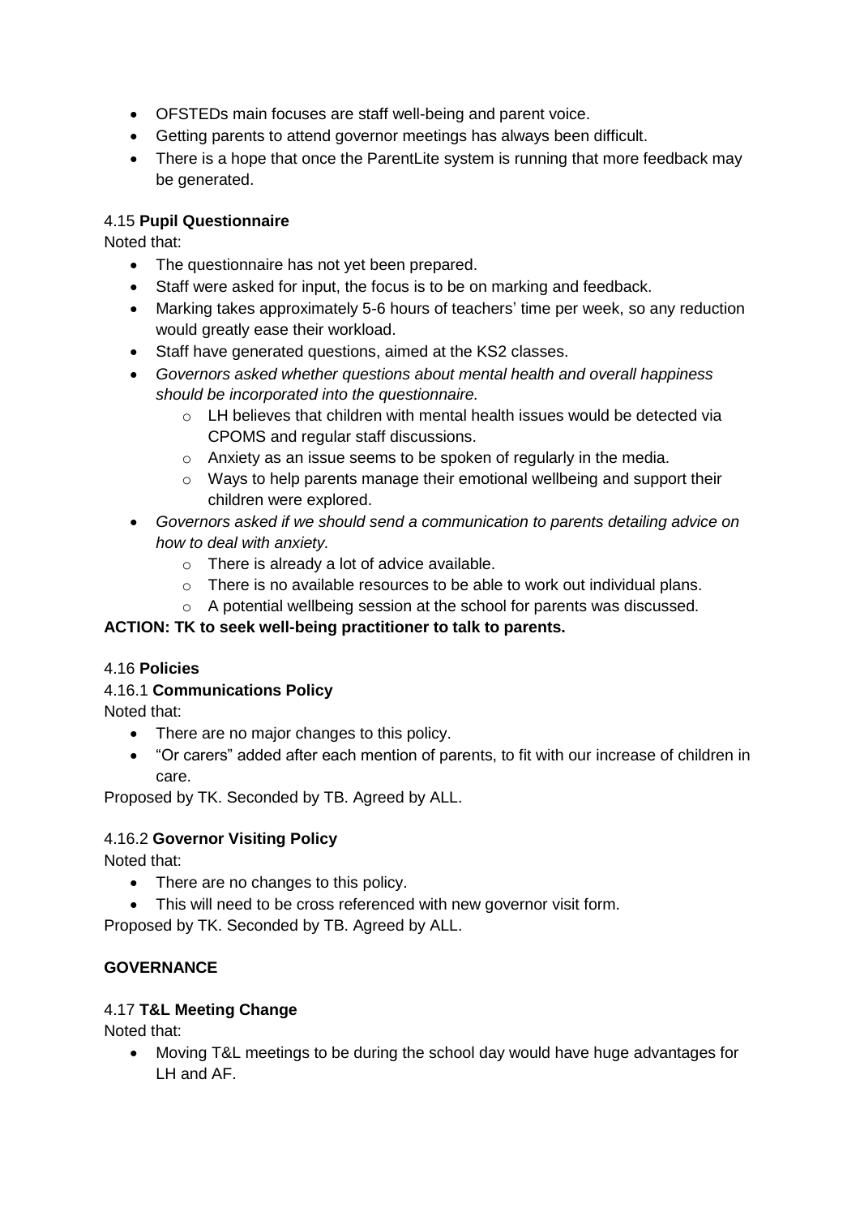- OFSTEDs main focuses are staff well-being and parent voice.
- Getting parents to attend governor meetings has always been difficult.
- There is a hope that once the ParentLite system is running that more feedback may be generated.

4.15 **Pupil Questionnaire**

Noted that:

- The questionnaire has not yet been prepared.
- Staff were asked for input, the focus is to be on marking and feedback.
- Marking takes approximately 5-6 hours of teachers' time per week, so any reduction would greatly ease their workload.
- Staff have generated questions, aimed at the KS2 classes.
- *Governors asked whether questions about mental health and overall happiness should be incorporated into the questionnaire.*
    - LH believes that children with mental health issues would be detected via CPOMS and regular staff discussions.
    - Anxiety as an issue seems to be spoken of regularly in the media.
    - Ways to help parents manage their emotional wellbeing and support their children were explored.
- *Governors asked if we should send a communication to parents detailing advice on how to deal with anxiety.*
    - There is already a lot of advice available.
    - There is no available resources to be able to work out individual plans.
    - A potential wellbeing session at the school for parents was discussed.

**ACTION: TK to seek well-being practitioner to talk to parents.**

4.16 **Policies**

4.16.1 **Communications Policy**

Noted that:

- There are no major changes to this policy.
- "Or carers" added after each mention of parents, to fit with our increase of children in care.

Proposed by TK. Seconded by TB. Agreed by ALL.

4.16.2 **Governor Visiting Policy**

Noted that:

- There are no changes to this policy.
- This will need to be cross referenced with new governor visit form.

Proposed by TK. Seconded by TB. Agreed by ALL.

**GOVERNANCE**

4.17 **T&L Meeting Change**

Noted that:

- Moving T&L meetings to be during the school day would have huge advantages for LH and AF.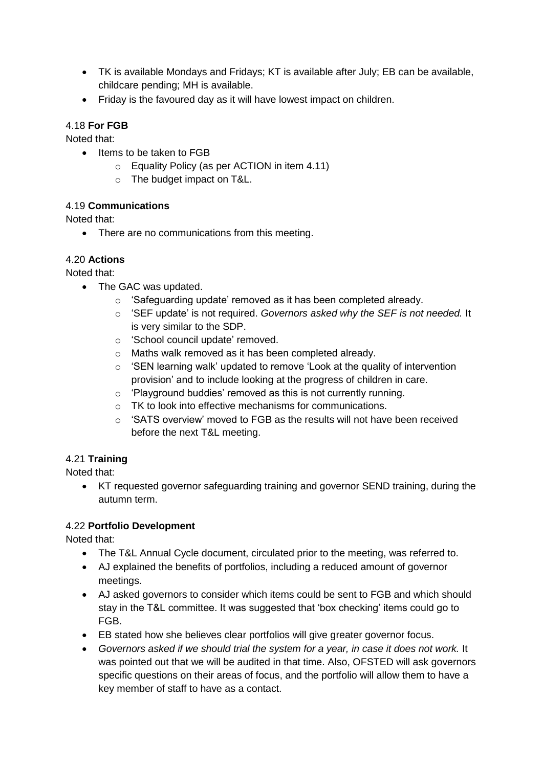- TK is available Mondays and Fridays; KT is available after July; EB can be available, childcare pending; MH is available.
- Friday is the favoured day as it will have lowest impact on children.

4.18 **For FGB**

Noted that:

- Items to be taken to FGB
    - Equality Policy (as per ACTION in item 4.11)
    - The budget impact on T&L.

4.19 **Communications**

Noted that:

- There are no communications from this meeting.

4.20 **Actions**

Noted that:

- The GAC was updated.
    - 'Safeguarding update' removed as it has been completed already.
    - 'SEF update' is not required. *Governors asked why the SEF is not needed.* It is very similar to the SDP.
    - 'School council update' removed.
    - Maths walk removed as it has been completed already.
    - 'SEN learning walk' updated to remove 'Look at the quality of intervention provision' and to include looking at the progress of children in care.
    - 'Playground buddies' removed as this is not currently running.
    - TK to look into effective mechanisms for communications.
    - 'SATS overview' moved to FGB as the results will not have been received before the next T&L meeting.

4.21 **Training**

Noted that:

- KT requested governor safeguarding training and governor SEND training, during the autumn term.

4.22 **Portfolio Development**

Noted that:

- The T&L Annual Cycle document, circulated prior to the meeting, was referred to.
- AJ explained the benefits of portfolios, including a reduced amount of governor meetings.
- AJ asked governors to consider which items could be sent to FGB and which should stay in the T&L committee. It was suggested that 'box checking' items could go to FGB.
- EB stated how she believes clear portfolios will give greater governor focus.
- *Governors asked if we should trial the system for a year, in case it does not work.* It was pointed out that we will be audited in that time. Also, OFSTED will ask governors specific questions on their areas of focus, and the portfolio will allow them to have a key member of staff to have as a contact.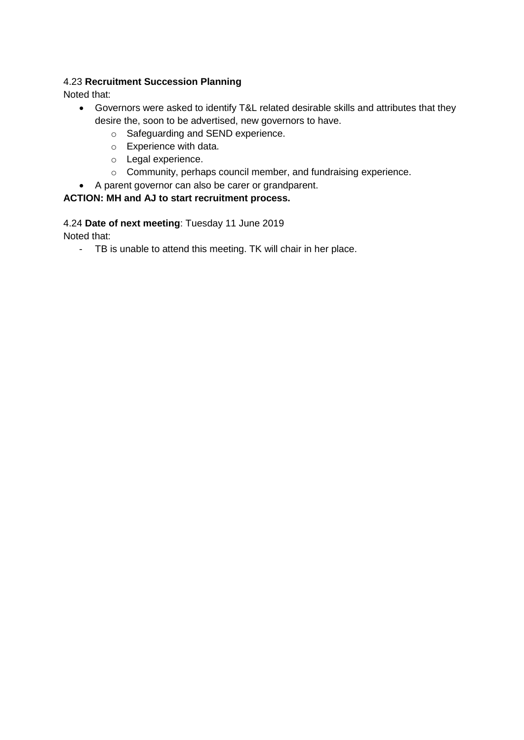4.23 **Recruitment Succession Planning**

Noted that:

- Governors were asked to identify T&L related desirable skills and attributes that they desire the, soon to be advertised, new governors to have.
  - Safeguarding and SEND experience.
  - Experience with data.
  - Legal experience.
  - Community, perhaps council member, and fundraising experience.
- A parent governor can also be carer or grandparent.

**ACTION: MH and AJ to start recruitment process.**

4.24 **Date of next meeting**: Tuesday 11 June 2019

Noted that:

- TB is unable to attend this meeting. TK will chair in her place.